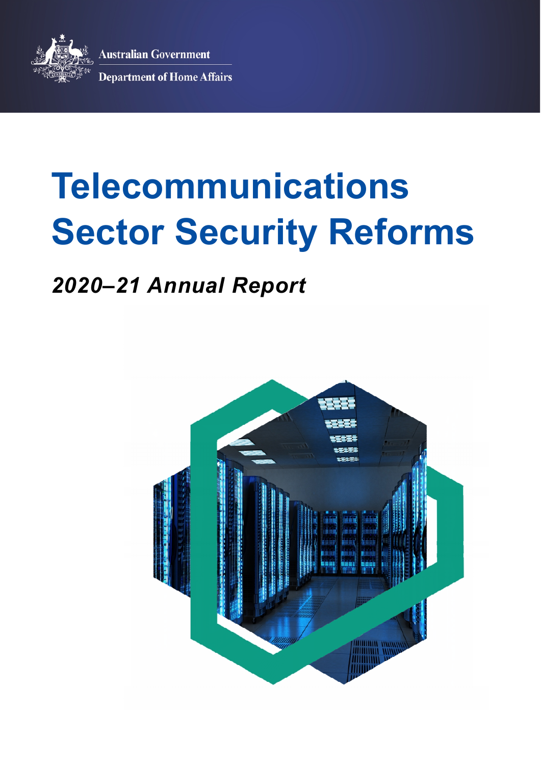Australian Government

Department of Home Affairs

# Telecommunications Sector Security Reforms

## *2020–21 Annual Report*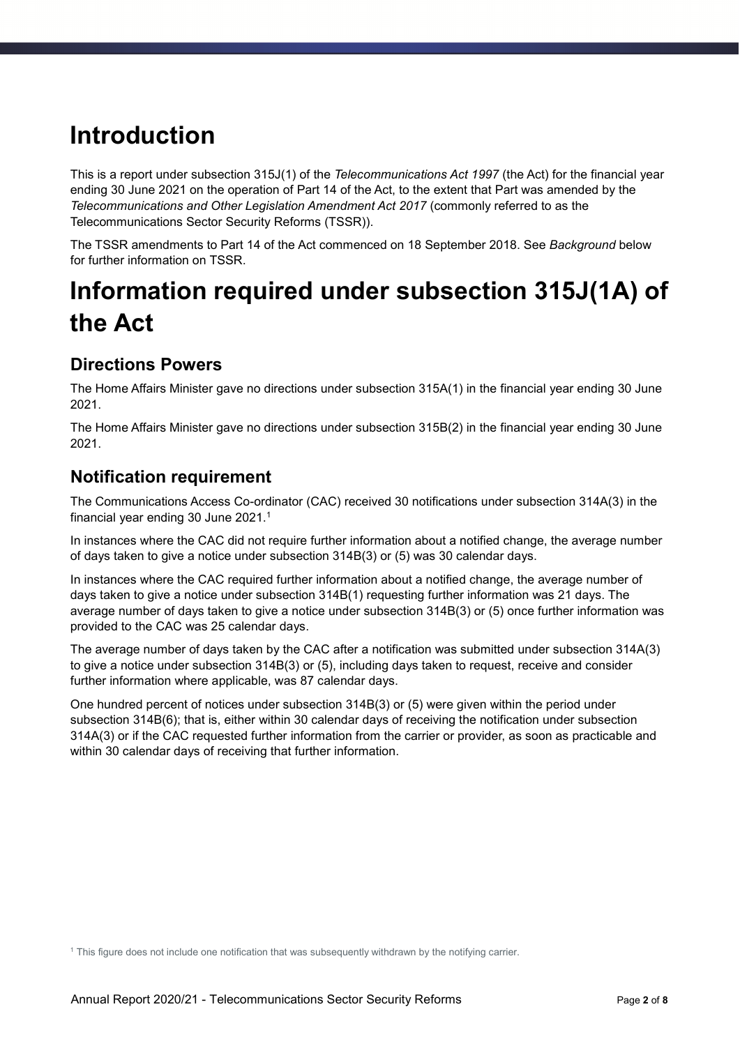# Introduction

This is a report under subsection 315J(1) of the *Telecommunications Act 1997* (the Act) for the financial year ending 30 June 2021 on the operation of Part 14 of the Act, to the extent that Part was amended by the *Telecommunications and Other Legislation Amendment Act 2017* (commonly referred to as the Telecommunications Sector Security Reforms (TSSR)).

The TSSR amendments to Part 14 of the Act commenced on 18 September 2018. See *Background* below for further information on TSSR.

# Information required under subsection 315J(1A) of the Act

## Directions Powers

The Home Affairs Minister gave no directions under subsection 315A(1) in the financial year ending 30 June 2021.

The Home Affairs Minister gave no directions under subsection 315B(2) in the financial year ending 30 June 2021.

## Notification requirement

The Communications Access Co-ordinator (CAC) received 30 notifications under subsection 314A(3) in the financial year ending 30 June 2021.[1]

In instances where the CAC did not require further information about a notified change, the average number of days taken to give a notice under subsection 314B(3) or (5) was 30 calendar days.

In instances where the CAC required further information about a notified change, the average number of days taken to give a notice under subsection 314B(1) requesting further information was 21 days. The average number of days taken to give a notice under subsection 314B(3) or (5) once further information was provided to the CAC was 25 calendar days.

The average number of days taken by the CAC after a notification was submitted under subsection 314A(3) to give a notice under subsection 314B(3) or (5), including days taken to request, receive and consider further information where applicable, was 87 calendar days.

One hundred percent of notices under subsection 314B(3) or (5) were given within the period under subsection 314B(6); that is, either within 30 calendar days of receiving the notification under subsection 314A(3) or if the CAC requested further information from the carrier or provider, as soon as practicable and within 30 calendar days of receiving that further information.

[1] This figure does not include one notification that was subsequently withdrawn by the notifying carrier.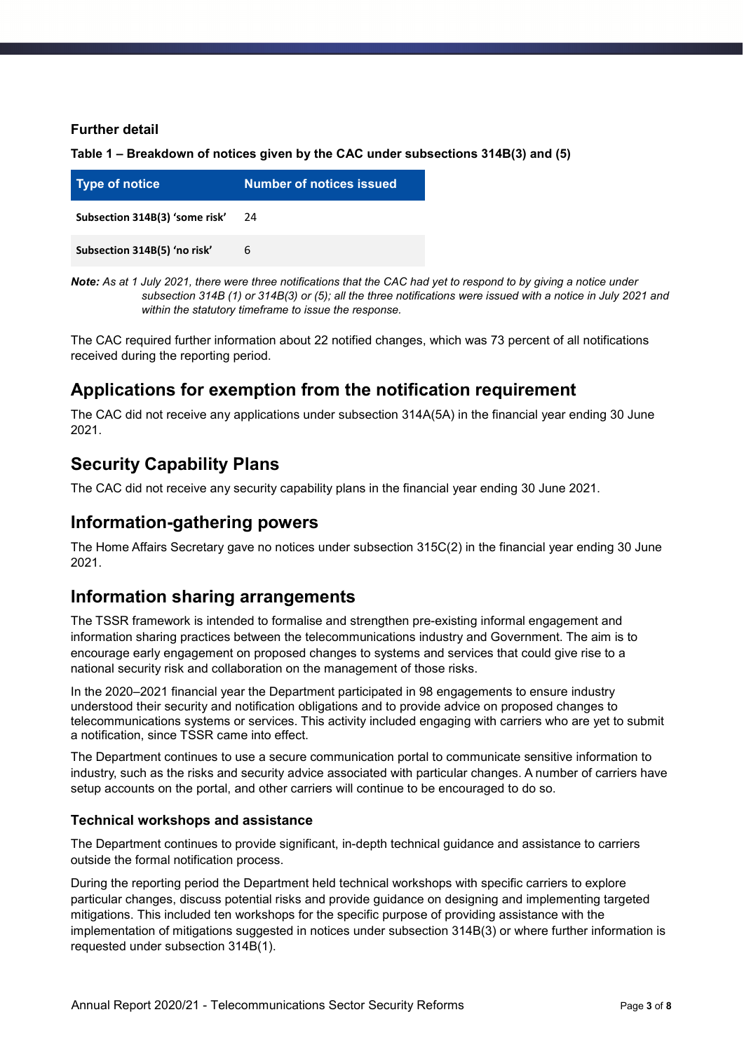### Further detail

**Table 1 – Breakdown of notices given by the CAC under subsections 314B(3) and (5)**

| Type of notice | Number of notices issued |
|---|---|
| **Subsection 314B(3) 'some risk'** | 24 |
| **Subsection 314B(5) 'no risk'** | 6 |

***Note:*** *As at 1 July 2021, there were three notifications that the CAC had yet to respond to by giving a notice under subsection 314B (1) or 314B(3) or (5); all the three notifications were issued with a notice in July 2021 and within the statutory timeframe to issue the response.*

The CAC required further information about 22 notified changes, which was 73 percent of all notifications received during the reporting period.

## Applications for exemption from the notification requirement

The CAC did not receive any applications under subsection 314A(5A) in the financial year ending 30 June 2021.

## Security Capability Plans

The CAC did not receive any security capability plans in the financial year ending 30 June 2021.

## Information-gathering powers

The Home Affairs Secretary gave no notices under subsection 315C(2) in the financial year ending 30 June 2021.

## Information sharing arrangements

The TSSR framework is intended to formalise and strengthen pre-existing informal engagement and information sharing practices between the telecommunications industry and Government. The aim is to encourage early engagement on proposed changes to systems and services that could give rise to a national security risk and collaboration on the management of those risks.

In the 2020–2021 financial year the Department participated in 98 engagements to ensure industry understood their security and notification obligations and to provide advice on proposed changes to telecommunications systems or services. This activity included engaging with carriers who are yet to submit a notification, since TSSR came into effect.

The Department continues to use a secure communication portal to communicate sensitive information to industry, such as the risks and security advice associated with particular changes. A number of carriers have setup accounts on the portal, and other carriers will continue to be encouraged to do so.

### Technical workshops and assistance

The Department continues to provide significant, in-depth technical guidance and assistance to carriers outside the formal notification process.

During the reporting period the Department held technical workshops with specific carriers to explore particular changes, discuss potential risks and provide guidance on designing and implementing targeted mitigations. This included ten workshops for the specific purpose of providing assistance with the implementation of mitigations suggested in notices under subsection 314B(3) or where further information is requested under subsection 314B(1).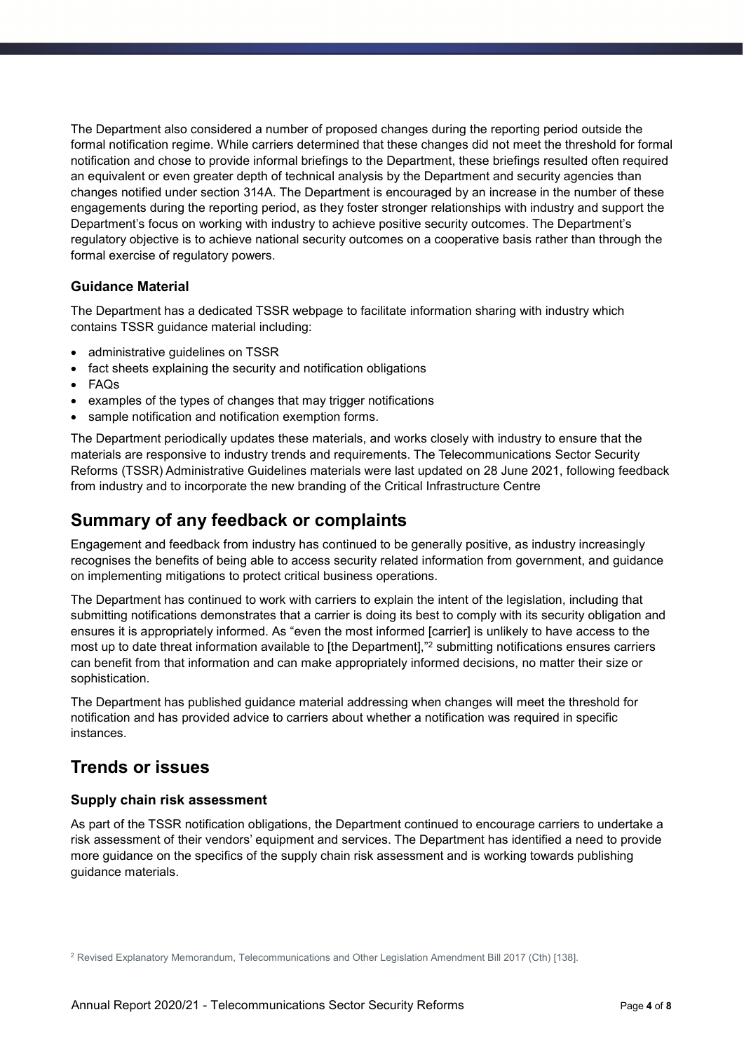The Department also considered a number of proposed changes during the reporting period outside the formal notification regime. While carriers determined that these changes did not meet the threshold for formal notification and chose to provide informal briefings to the Department, these briefings resulted often required an equivalent or even greater depth of technical analysis by the Department and security agencies than changes notified under section 314A. The Department is encouraged by an increase in the number of these engagements during the reporting period, as they foster stronger relationships with industry and support the Department's focus on working with industry to achieve positive security outcomes. The Department's regulatory objective is to achieve national security outcomes on a cooperative basis rather than through the formal exercise of regulatory powers.

### Guidance Material

The Department has a dedicated TSSR webpage to facilitate information sharing with industry which contains TSSR guidance material including:

- administrative guidelines on TSSR
- fact sheets explaining the security and notification obligations
- FAQs
- examples of the types of changes that may trigger notifications
- sample notification and notification exemption forms.

The Department periodically updates these materials, and works closely with industry to ensure that the materials are responsive to industry trends and requirements. The Telecommunications Sector Security Reforms (TSSR) Administrative Guidelines materials were last updated on 28 June 2021, following feedback from industry and to incorporate the new branding of the Critical Infrastructure Centre

## Summary of any feedback or complaints

Engagement and feedback from industry has continued to be generally positive, as industry increasingly recognises the benefits of being able to access security related information from government, and guidance on implementing mitigations to protect critical business operations.

The Department has continued to work with carriers to explain the intent of the legislation, including that submitting notifications demonstrates that a carrier is doing its best to comply with its security obligation and ensures it is appropriately informed. As "even the most informed [carrier] is unlikely to have access to the most up to date threat information available to [the Department],"[2] submitting notifications ensures carriers can benefit from that information and can make appropriately informed decisions, no matter their size or sophistication.

The Department has published guidance material addressing when changes will meet the threshold for notification and has provided advice to carriers about whether a notification was required in specific instances.

## Trends or issues

### Supply chain risk assessment

As part of the TSSR notification obligations, the Department continued to encourage carriers to undertake a risk assessment of their vendors' equipment and services. The Department has identified a need to provide more guidance on the specifics of the supply chain risk assessment and is working towards publishing guidance materials.

[2] Revised Explanatory Memorandum, Telecommunications and Other Legislation Amendment Bill 2017 (Cth) [138].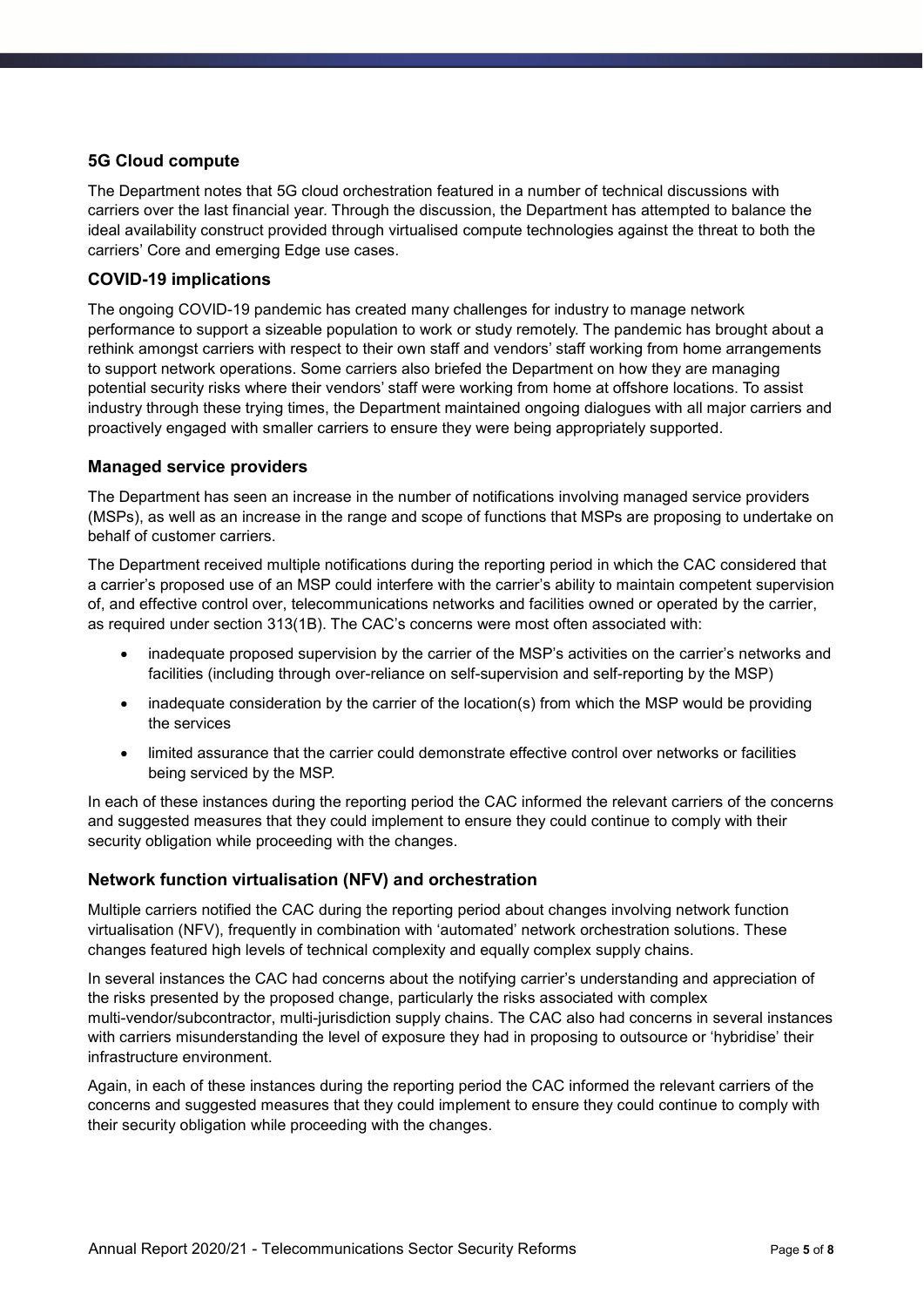### 5G Cloud compute

The Department notes that 5G cloud orchestration featured in a number of technical discussions with carriers over the last financial year. Through the discussion, the Department has attempted to balance the ideal availability construct provided through virtualised compute technologies against the threat to both the carriers' Core and emerging Edge use cases.

### COVID-19 implications

The ongoing COVID-19 pandemic has created many challenges for industry to manage network performance to support a sizeable population to work or study remotely. The pandemic has brought about a rethink amongst carriers with respect to their own staff and vendors' staff working from home arrangements to support network operations. Some carriers also briefed the Department on how they are managing potential security risks where their vendors' staff were working from home at offshore locations. To assist industry through these trying times, the Department maintained ongoing dialogues with all major carriers and proactively engaged with smaller carriers to ensure they were being appropriately supported.

### Managed service providers

The Department has seen an increase in the number of notifications involving managed service providers (MSPs), as well as an increase in the range and scope of functions that MSPs are proposing to undertake on behalf of customer carriers.

The Department received multiple notifications during the reporting period in which the CAC considered that a carrier's proposed use of an MSP could interfere with the carrier's ability to maintain competent supervision of, and effective control over, telecommunications networks and facilities owned or operated by the carrier, as required under section 313(1B). The CAC's concerns were most often associated with:

- inadequate proposed supervision by the carrier of the MSP's activities on the carrier's networks and facilities (including through over-reliance on self-supervision and self-reporting by the MSP)
- inadequate consideration by the carrier of the location(s) from which the MSP would be providing the services
- limited assurance that the carrier could demonstrate effective control over networks or facilities being serviced by the MSP.

In each of these instances during the reporting period the CAC informed the relevant carriers of the concerns and suggested measures that they could implement to ensure they could continue to comply with their security obligation while proceeding with the changes.

### Network function virtualisation (NFV) and orchestration

Multiple carriers notified the CAC during the reporting period about changes involving network function virtualisation (NFV), frequently in combination with 'automated' network orchestration solutions. These changes featured high levels of technical complexity and equally complex supply chains.

In several instances the CAC had concerns about the notifying carrier's understanding and appreciation of the risks presented by the proposed change, particularly the risks associated with complex multi-vendor/subcontractor, multi-jurisdiction supply chains. The CAC also had concerns in several instances with carriers misunderstanding the level of exposure they had in proposing to outsource or 'hybridise' their infrastructure environment.

Again, in each of these instances during the reporting period the CAC informed the relevant carriers of the concerns and suggested measures that they could implement to ensure they could continue to comply with their security obligation while proceeding with the changes.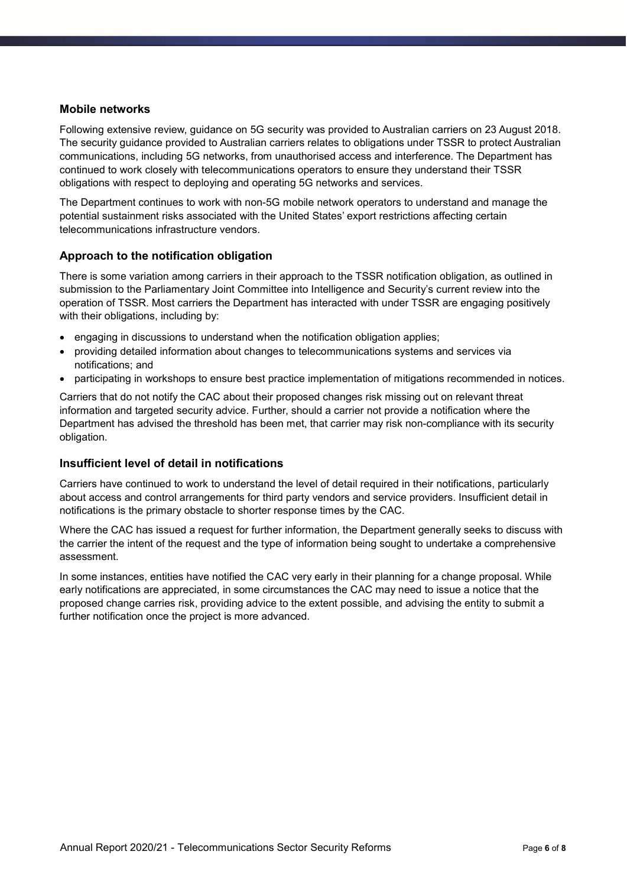### Mobile networks

Following extensive review, guidance on 5G security was provided to Australian carriers on 23 August 2018. The security guidance provided to Australian carriers relates to obligations under TSSR to protect Australian communications, including 5G networks, from unauthorised access and interference. The Department has continued to work closely with telecommunications operators to ensure they understand their TSSR obligations with respect to deploying and operating 5G networks and services.

The Department continues to work with non-5G mobile network operators to understand and manage the potential sustainment risks associated with the United States' export restrictions affecting certain telecommunications infrastructure vendors.

### Approach to the notification obligation

There is some variation among carriers in their approach to the TSSR notification obligation, as outlined in submission to the Parliamentary Joint Committee into Intelligence and Security's current review into the operation of TSSR. Most carriers the Department has interacted with under TSSR are engaging positively with their obligations, including by:

- engaging in discussions to understand when the notification obligation applies;
- providing detailed information about changes to telecommunications systems and services via notifications; and
- participating in workshops to ensure best practice implementation of mitigations recommended in notices.

Carriers that do not notify the CAC about their proposed changes risk missing out on relevant threat information and targeted security advice. Further, should a carrier not provide a notification where the Department has advised the threshold has been met, that carrier may risk non-compliance with its security obligation.

### Insufficient level of detail in notifications

Carriers have continued to work to understand the level of detail required in their notifications, particularly about access and control arrangements for third party vendors and service providers. Insufficient detail in notifications is the primary obstacle to shorter response times by the CAC.

Where the CAC has issued a request for further information, the Department generally seeks to discuss with the carrier the intent of the request and the type of information being sought to undertake a comprehensive assessment.

In some instances, entities have notified the CAC very early in their planning for a change proposal. While early notifications are appreciated, in some circumstances the CAC may need to issue a notice that the proposed change carries risk, providing advice to the extent possible, and advising the entity to submit a further notification once the project is more advanced.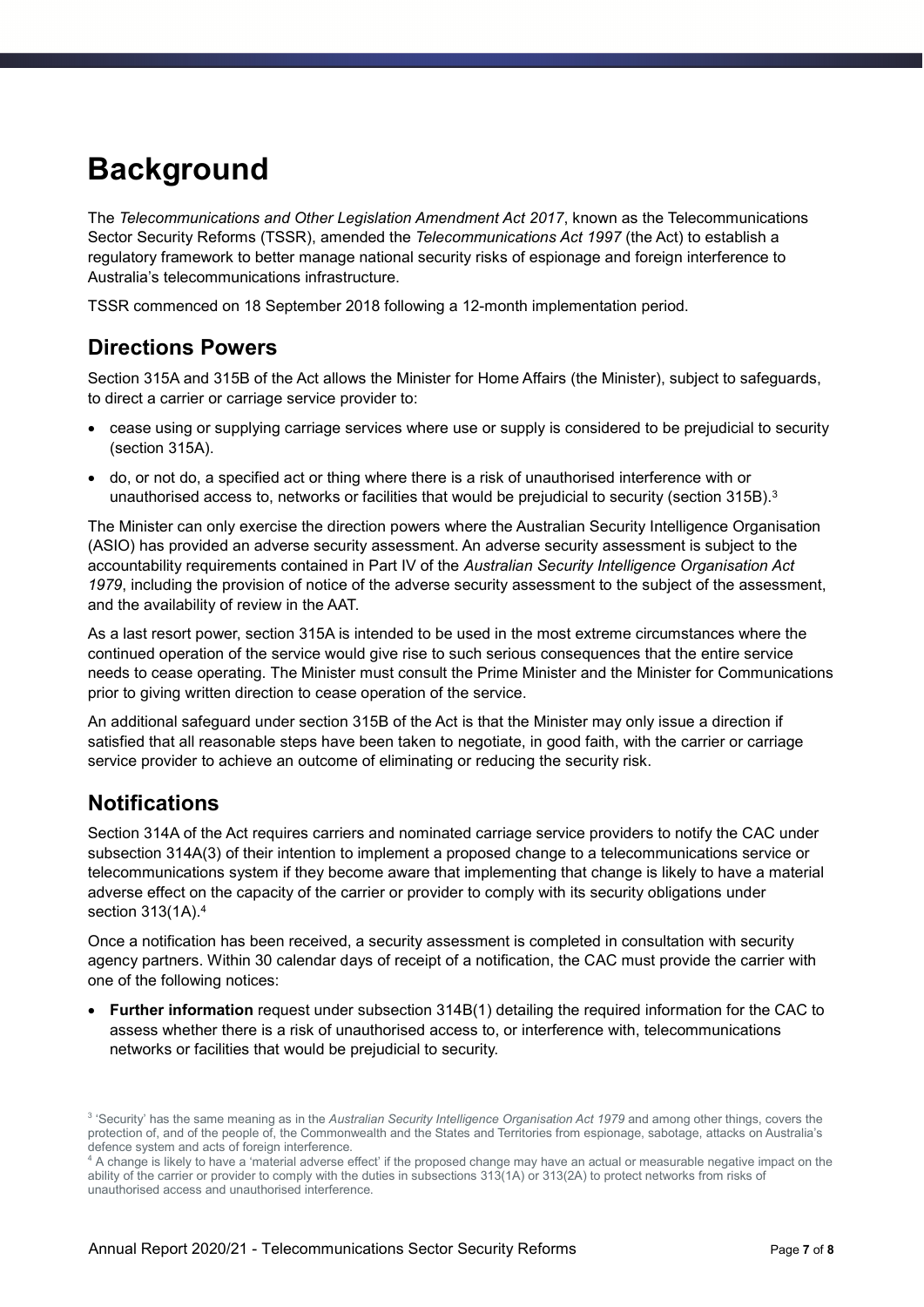# Background

The *Telecommunications and Other Legislation Amendment Act 2017*, known as the Telecommunications Sector Security Reforms (TSSR), amended the *Telecommunications Act 1997* (the Act) to establish a regulatory framework to better manage national security risks of espionage and foreign interference to Australia's telecommunications infrastructure.

TSSR commenced on 18 September 2018 following a 12-month implementation period.

## Directions Powers

Section 315A and 315B of the Act allows the Minister for Home Affairs (the Minister), subject to safeguards, to direct a carrier or carriage service provider to:

- cease using or supplying carriage services where use or supply is considered to be prejudicial to security (section 315A).
- do, or not do, a specified act or thing where there is a risk of unauthorised interference with or unauthorised access to, networks or facilities that would be prejudicial to security (section 315B).[3]

The Minister can only exercise the direction powers where the Australian Security Intelligence Organisation (ASIO) has provided an adverse security assessment. An adverse security assessment is subject to the accountability requirements contained in Part IV of the *Australian Security Intelligence Organisation Act 1979*, including the provision of notice of the adverse security assessment to the subject of the assessment, and the availability of review in the AAT.

As a last resort power, section 315A is intended to be used in the most extreme circumstances where the continued operation of the service would give rise to such serious consequences that the entire service needs to cease operating. The Minister must consult the Prime Minister and the Minister for Communications prior to giving written direction to cease operation of the service.

An additional safeguard under section 315B of the Act is that the Minister may only issue a direction if satisfied that all reasonable steps have been taken to negotiate, in good faith, with the carrier or carriage service provider to achieve an outcome of eliminating or reducing the security risk.

## Notifications

Section 314A of the Act requires carriers and nominated carriage service providers to notify the CAC under subsection 314A(3) of their intention to implement a proposed change to a telecommunications service or telecommunications system if they become aware that implementing that change is likely to have a material adverse effect on the capacity of the carrier or provider to comply with its security obligations under section 313(1A).[4]

Once a notification has been received, a security assessment is completed in consultation with security agency partners. Within 30 calendar days of receipt of a notification, the CAC must provide the carrier with one of the following notices:

- **Further information** request under subsection 314B(1) detailing the required information for the CAC to assess whether there is a risk of unauthorised access to, or interference with, telecommunications networks or facilities that would be prejudicial to security.

[3] 'Security' has the same meaning as in the *Australian Security Intelligence Organisation Act 1979* and among other things, covers the protection of, and of the people of, the Commonwealth and the States and Territories from espionage, sabotage, attacks on Australia's defence system and acts of foreign interference.

[4] A change is likely to have a 'material adverse effect' if the proposed change may have an actual or measurable negative impact on the ability of the carrier or provider to comply with the duties in subsections 313(1A) or 313(2A) to protect networks from risks of unauthorised access and unauthorised interference.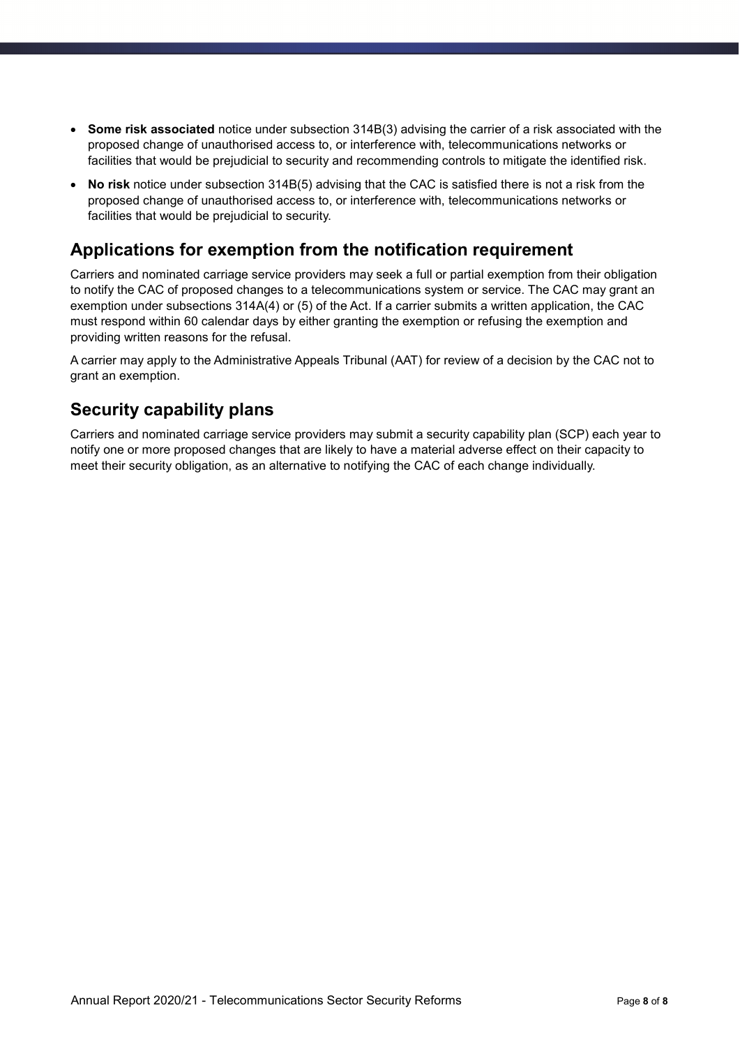- **Some risk associated** notice under subsection 314B(3) advising the carrier of a risk associated with the proposed change of unauthorised access to, or interference with, telecommunications networks or facilities that would be prejudicial to security and recommending controls to mitigate the identified risk.
- **No risk** notice under subsection 314B(5) advising that the CAC is satisfied there is not a risk from the proposed change of unauthorised access to, or interference with, telecommunications networks or facilities that would be prejudicial to security.

## Applications for exemption from the notification requirement

Carriers and nominated carriage service providers may seek a full or partial exemption from their obligation to notify the CAC of proposed changes to a telecommunications system or service. The CAC may grant an exemption under subsections 314A(4) or (5) of the Act. If a carrier submits a written application, the CAC must respond within 60 calendar days by either granting the exemption or refusing the exemption and providing written reasons for the refusal.

A carrier may apply to the Administrative Appeals Tribunal (AAT) for review of a decision by the CAC not to grant an exemption.

## Security capability plans

Carriers and nominated carriage service providers may submit a security capability plan (SCP) each year to notify one or more proposed changes that are likely to have a material adverse effect on their capacity to meet their security obligation, as an alternative to notifying the CAC of each change individually.